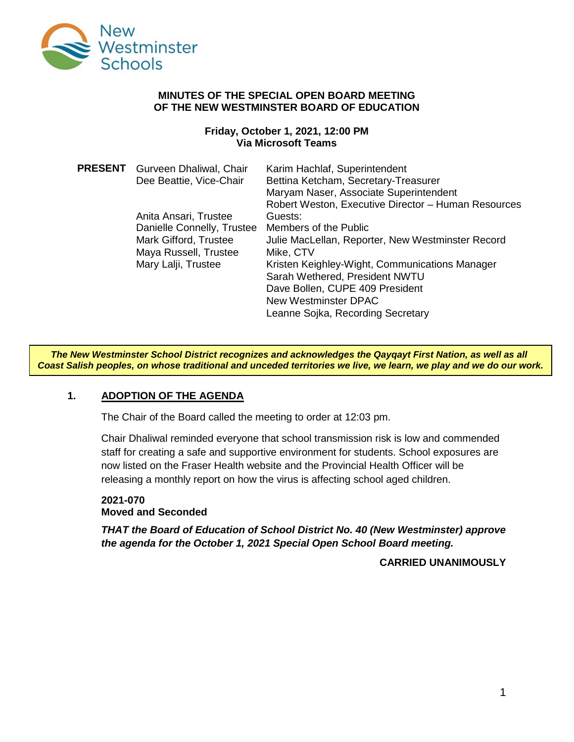**MINUTES OF THE SPECIAL OPEN BOARD MEETING
OF THE NEW WESTMINSTER BOARD OF EDUCATION**

**Friday, October 1, 2021, 12:00 PM
Via Microsoft Teams**

| **PRESENT** | | |
|---|---|---|
| | Gurveen Dhaliwal, Chair | Karim Hachlaf, Superintendent |
| | Dee Beattie, Vice-Chair | Bettina Ketcham, Secretary-Treasurer |
| | | Maryam Naser, Associate Superintendent |
| | | Robert Weston, Executive Director – Human Resources |
| | Anita Ansari, Trustee | Guests: |
| | Danielle Connelly, Trustee | Members of the Public |
| | Mark Gifford, Trustee | Julie MacLellan, Reporter, New Westminster Record |
| | Maya Russell, Trustee | Mike, CTV |
| | Mary Lalji, Trustee | Kristen Keighley-Wight, Communications Manager |
| | | Sarah Wethered, President NWTU |
| | | Dave Bollen, CUPE 409 President |
| | | New Westminster DPAC |
| | | Leanne Sojka, Recording Secretary |

***The New Westminster School District recognizes and acknowledges the Qayqayt First Nation, as well as all Coast Salish peoples, on whose traditional and unceded territories we live, we learn, we play and we do our work.***

## 1. ADOPTION OF THE AGENDA

The Chair of the Board called the meeting to order at 12:03 pm.

Chair Dhaliwal reminded everyone that school transmission risk is low and commended staff for creating a safe and supportive environment for students. School exposures are now listed on the Fraser Health website and the Provincial Health Officer will be releasing a monthly report on how the virus is affecting school aged children.

**2021-070
Moved and Seconded**

***THAT the Board of Education of School District No. 40 (New Westminster) approve the agenda for the October 1, 2021 Special Open School Board meeting.***

**CARRIED UNANIMOUSLY**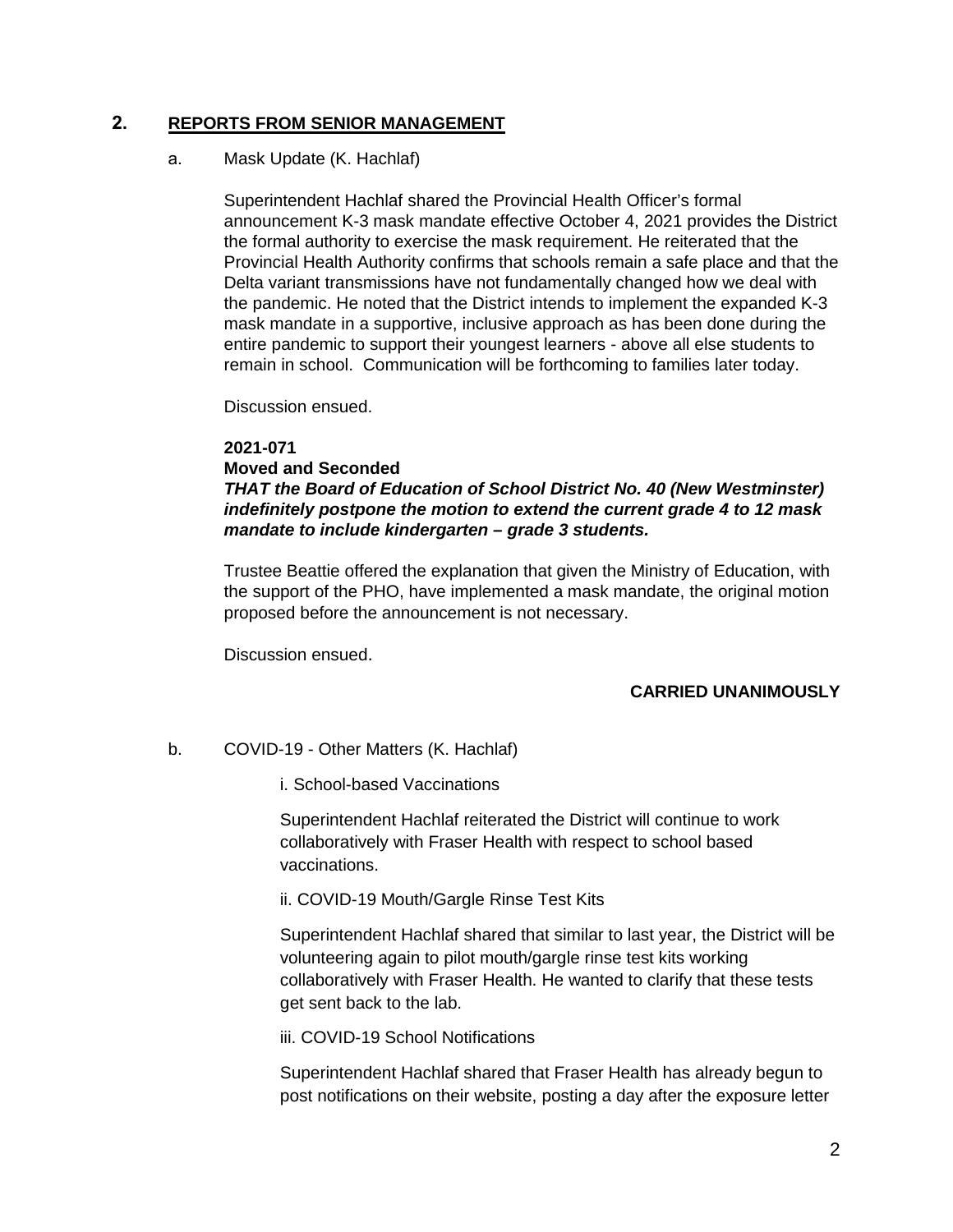## 2. REPORTS FROM SENIOR MANAGEMENT

a. Mask Update (K. Hachlaf)

Superintendent Hachlaf shared the Provincial Health Officer's formal announcement K-3 mask mandate effective October 4, 2021 provides the District the formal authority to exercise the mask requirement. He reiterated that the Provincial Health Authority confirms that schools remain a safe place and that the Delta variant transmissions have not fundamentally changed how we deal with the pandemic. He noted that the District intends to implement the expanded K-3 mask mandate in a supportive, inclusive approach as has been done during the entire pandemic to support their youngest learners - above all else students to remain in school. Communication will be forthcoming to families later today.

Discussion ensued.

**2021-071**
**Moved and Seconded**
***THAT the Board of Education of School District No. 40 (New Westminster) indefinitely postpone the motion to extend the current grade 4 to 12 mask mandate to include kindergarten – grade 3 students.***

Trustee Beattie offered the explanation that given the Ministry of Education, with the support of the PHO, have implemented a mask mandate, the original motion proposed before the announcement is not necessary.

Discussion ensued.

**CARRIED UNANIMOUSLY**

b. COVID-19 - Other Matters (K. Hachlaf)

i. School-based Vaccinations

Superintendent Hachlaf reiterated the District will continue to work collaboratively with Fraser Health with respect to school based vaccinations.

ii. COVID-19 Mouth/Gargle Rinse Test Kits

Superintendent Hachlaf shared that similar to last year, the District will be volunteering again to pilot mouth/gargle rinse test kits working collaboratively with Fraser Health. He wanted to clarify that these tests get sent back to the lab.

iii. COVID-19 School Notifications

Superintendent Hachlaf shared that Fraser Health has already begun to post notifications on their website, posting a day after the exposure letter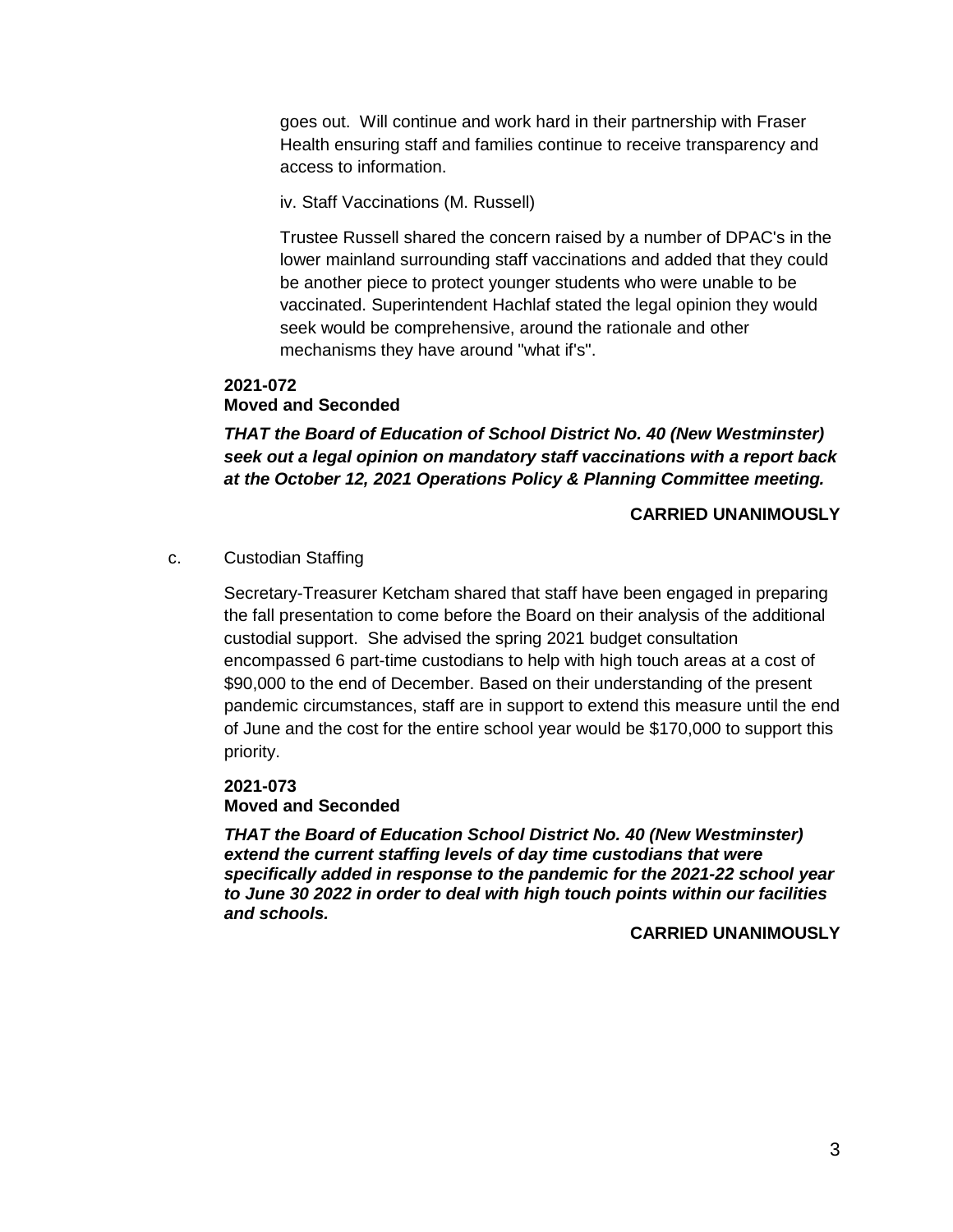goes out. Will continue and work hard in their partnership with Fraser Health ensuring staff and families continue to receive transparency and access to information.

iv. Staff Vaccinations (M. Russell)

Trustee Russell shared the concern raised by a number of DPAC's in the lower mainland surrounding staff vaccinations and added that they could be another piece to protect younger students who were unable to be vaccinated. Superintendent Hachlaf stated the legal opinion they would seek would be comprehensive, around the rationale and other mechanisms they have around "what if's".

**2021-072**
**Moved and Seconded**

***THAT the Board of Education of School District No. 40 (New Westminster) seek out a legal opinion on mandatory staff vaccinations with a report back at the October 12, 2021 Operations Policy & Planning Committee meeting.***

**CARRIED UNANIMOUSLY**

c. Custodian Staffing

Secretary-Treasurer Ketcham shared that staff have been engaged in preparing the fall presentation to come before the Board on their analysis of the additional custodial support. She advised the spring 2021 budget consultation encompassed 6 part-time custodians to help with high touch areas at a cost of $90,000 to the end of December. Based on their understanding of the present pandemic circumstances, staff are in support to extend this measure until the end of June and the cost for the entire school year would be $170,000 to support this priority.

**2021-073**
**Moved and Seconded**

***THAT the Board of Education School District No. 40 (New Westminster) extend the current staffing levels of day time custodians that were specifically added in response to the pandemic for the 2021-22 school year to June 30 2022 in order to deal with high touch points within our facilities and schools.***

**CARRIED UNANIMOUSLY**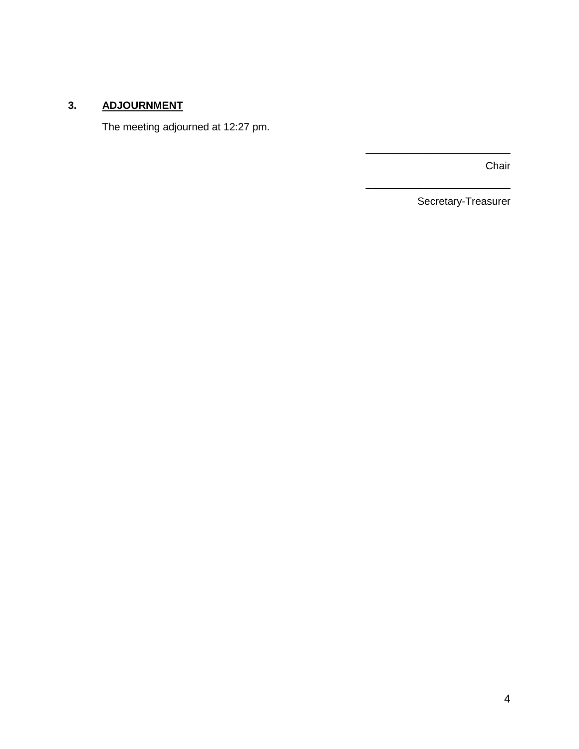## 3. ADJOURNMENT

The meeting adjourned at 12:27 pm.

_________________________
Chair

_________________________
Secretary-Treasurer